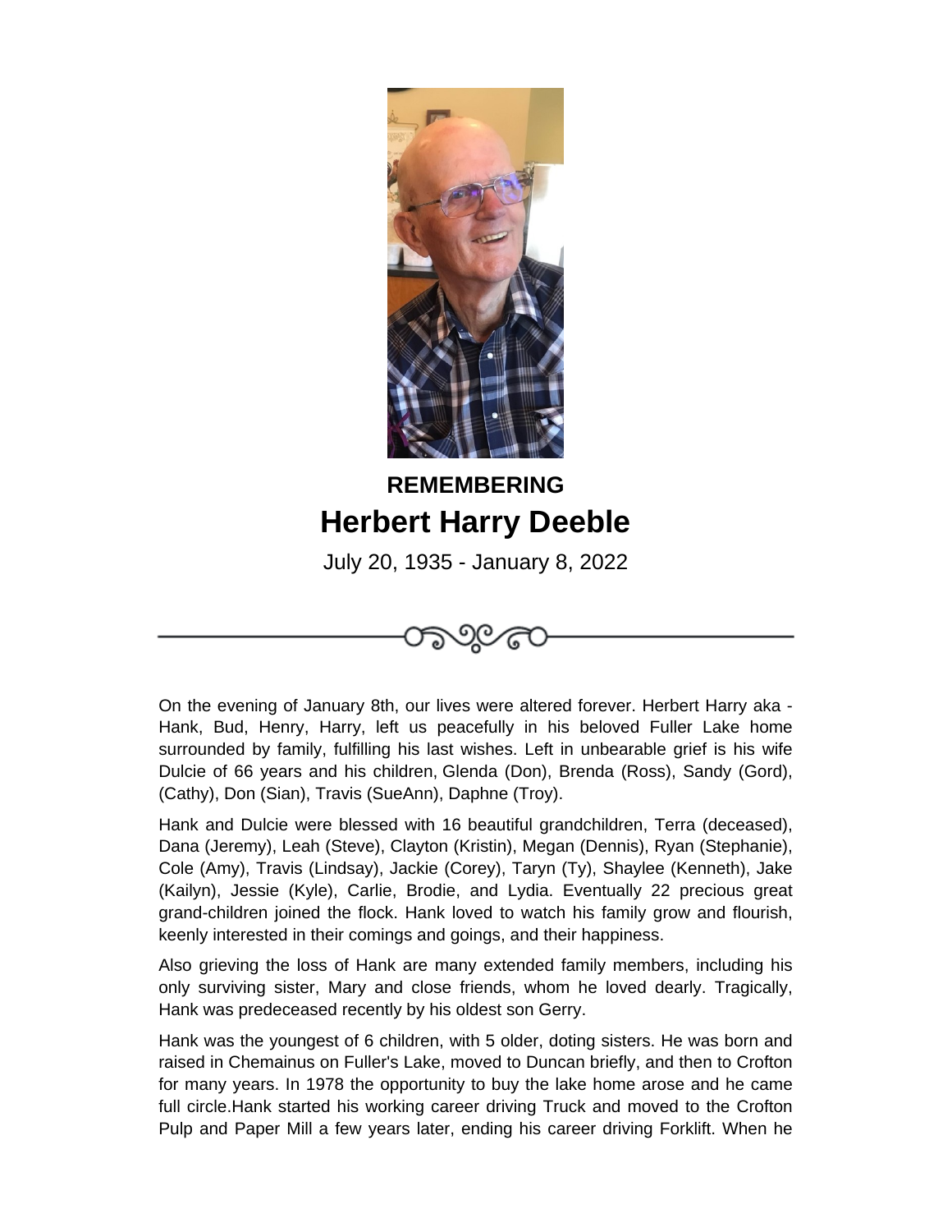**REMEMBERING**

# Herbert Harry Deeble

July 20, 1935 - January 8, 2022

On the evening of January 8th, our lives were altered forever. Herbert Harry aka - Hank, Bud, Henry, Harry, left us peacefully in his beloved Fuller Lake home surrounded by family, fulfilling his last wishes. Left in unbearable grief is his wife Dulcie of 66 years and his children, Glenda (Don), Brenda (Ross), Sandy (Gord), (Cathy), Don (Sian), Travis (SueAnn), Daphne (Troy).

Hank and Dulcie were blessed with 16 beautiful grandchildren, Terra (deceased), Dana (Jeremy), Leah (Steve), Clayton (Kristin), Megan (Dennis), Ryan (Stephanie), Cole (Amy), Travis (Lindsay), Jackie (Corey), Taryn (Ty), Shaylee (Kenneth), Jake (Kailyn), Jessie (Kyle), Carlie, Brodie, and Lydia. Eventually 22 precious great grand-children joined the flock. Hank loved to watch his family grow and flourish, keenly interested in their comings and goings, and their happiness.

Also grieving the loss of Hank are many extended family members, including his only surviving sister, Mary and close friends, whom he loved dearly. Tragically, Hank was predeceased recently by his oldest son Gerry.

Hank was the youngest of 6 children, with 5 older, doting sisters. He was born and raised in Chemainus on Fuller's Lake, moved to Duncan briefly, and then to Crofton for many years. In 1978 the opportunity to buy the lake home arose and he came full circle.Hank started his working career driving Truck and moved to the Crofton Pulp and Paper Mill a few years later, ending his career driving Forklift. When he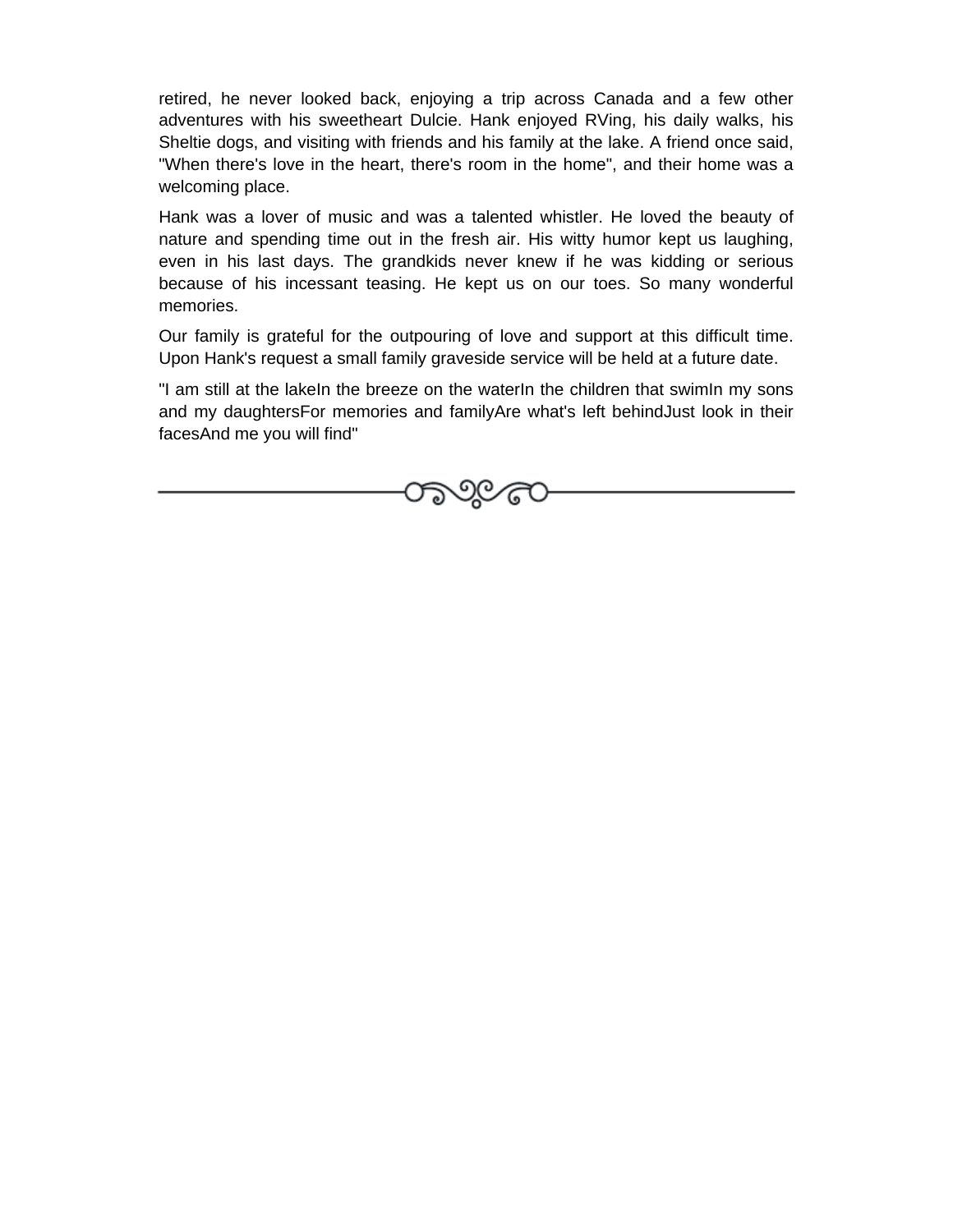retired, he never looked back, enjoying a trip across Canada and a few other adventures with his sweetheart Dulcie. Hank enjoyed RVing, his daily walks, his Sheltie dogs, and visiting with friends and his family at the lake. A friend once said, "When there's love in the heart, there's room in the home", and their home was a welcoming place.

Hank was a lover of music and was a talented whistler. He loved the beauty of nature and spending time out in the fresh air. His witty humor kept us laughing, even in his last days. The grandkids never knew if he was kidding or serious because of his incessant teasing. He kept us on our toes. So many wonderful memories.

Our family is grateful for the outpouring of love and support at this difficult time. Upon Hank's request a small family graveside service will be held at a future date.

"I am still at the lakeIn the breeze on the waterIn the children that swimIn my sons and my daughtersFor memories and familyAre what's left behindJust look in their facesAnd me you will find"